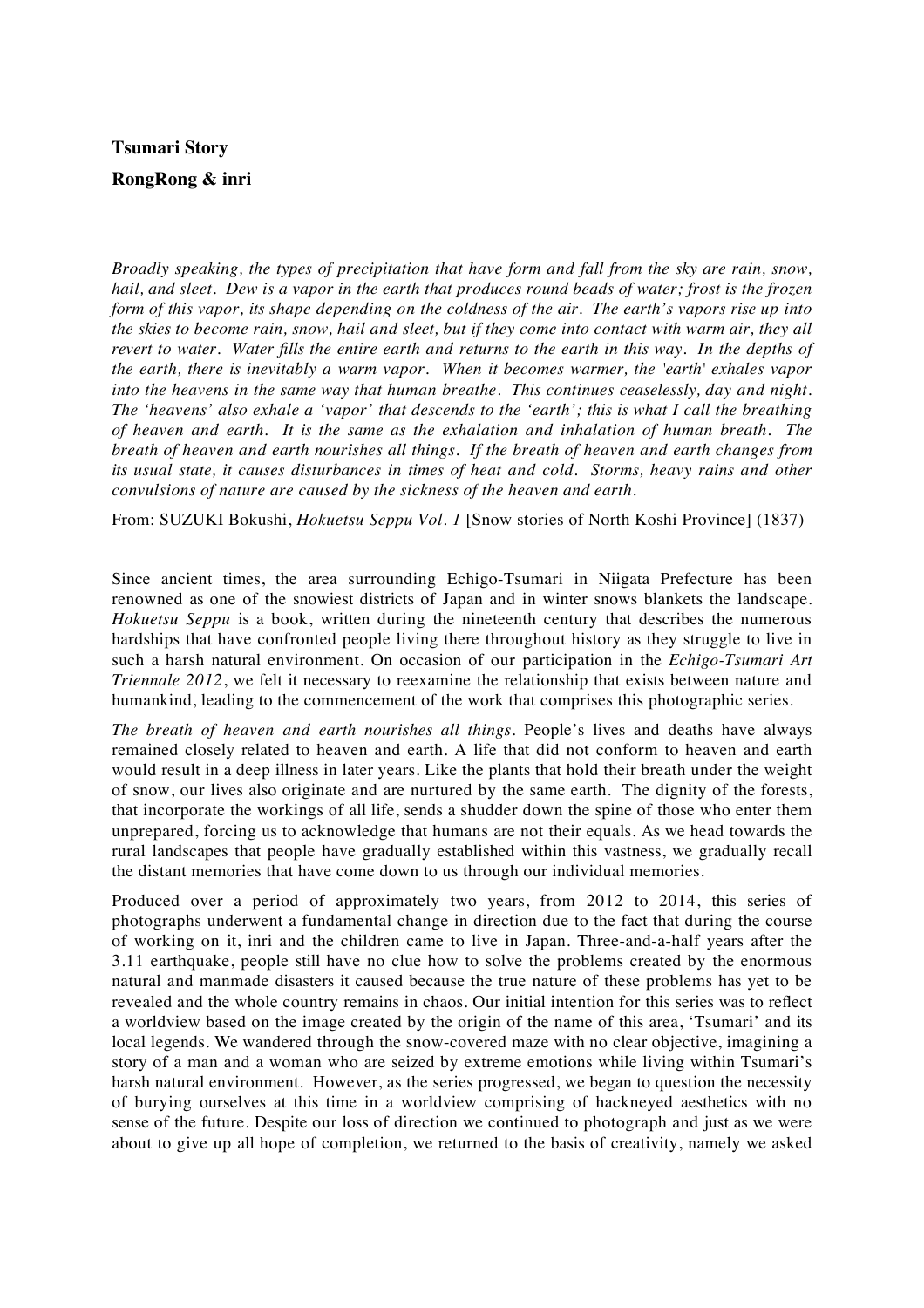**Tsumari Story**

**RongRong & inri**

*Broadly speaking, the types of precipitation that have form and fall from the sky are rain, snow, hail, and sleet. Dew is a vapor in the earth that produces round beads of water; frost is the frozen form of this vapor, its shape depending on the coldness of the air. The earth's vapors rise up into the skies to become rain, snow, hail and sleet, but if they come into contact with warm air, they all revert to water. Water fills the entire earth and returns to the earth in this way. In the depths of the earth, there is inevitably a warm vapor. When it becomes warmer, the 'earth' exhales vapor into the heavens in the same way that human breathe. This continues ceaselessly, day and night. The 'heavens' also exhale a 'vapor' that descends to the 'earth'; this is what I call the breathing of heaven and earth. It is the same as the exhalation and inhalation of human breath. The breath of heaven and earth nourishes all things. If the breath of heaven and earth changes from its usual state, it causes disturbances in times of heat and cold. Storms, heavy rains and other convulsions of nature are caused by the sickness of the heaven and earth.*

From: SUZUKI Bokushi, *Hokuetsu Seppu Vol. 1* [Snow stories of North Koshi Province] (1837)

Since ancient times, the area surrounding Echigo-Tsumari in Niigata Prefecture has been renowned as one of the snowiest districts of Japan and in winter snows blankets the landscape. *Hokuetsu Seppu* is a book, written during the nineteenth century that describes the numerous hardships that have confronted people living there throughout history as they struggle to live in such a harsh natural environment. On occasion of our participation in the *Echigo-Tsumari Art Triennale 2012*, we felt it necessary to reexamine the relationship that exists between nature and humankind, leading to the commencement of the work that comprises this photographic series.

*The breath of heaven and earth nourishes all things*. People's lives and deaths have always remained closely related to heaven and earth. A life that did not conform to heaven and earth would result in a deep illness in later years. Like the plants that hold their breath under the weight of snow, our lives also originate and are nurtured by the same earth. The dignity of the forests, that incorporate the workings of all life, sends a shudder down the spine of those who enter them unprepared, forcing us to acknowledge that humans are not their equals. As we head towards the rural landscapes that people have gradually established within this vastness, we gradually recall the distant memories that have come down to us through our individual memories.

Produced over a period of approximately two years, from 2012 to 2014, this series of photographs underwent a fundamental change in direction due to the fact that during the course of working on it, inri and the children came to live in Japan. Three-and-a-half years after the 3.11 earthquake, people still have no clue how to solve the problems created by the enormous natural and manmade disasters it caused because the true nature of these problems has yet to be revealed and the whole country remains in chaos. Our initial intention for this series was to reflect a worldview based on the image created by the origin of the name of this area, 'Tsumari' and its local legends. We wandered through the snow-covered maze with no clear objective, imagining a story of a man and a woman who are seized by extreme emotions while living within Tsumari's harsh natural environment. However, as the series progressed, we began to question the necessity of burying ourselves at this time in a worldview comprising of hackneyed aesthetics with no sense of the future. Despite our loss of direction we continued to photograph and just as we were about to give up all hope of completion, we returned to the basis of creativity, namely we asked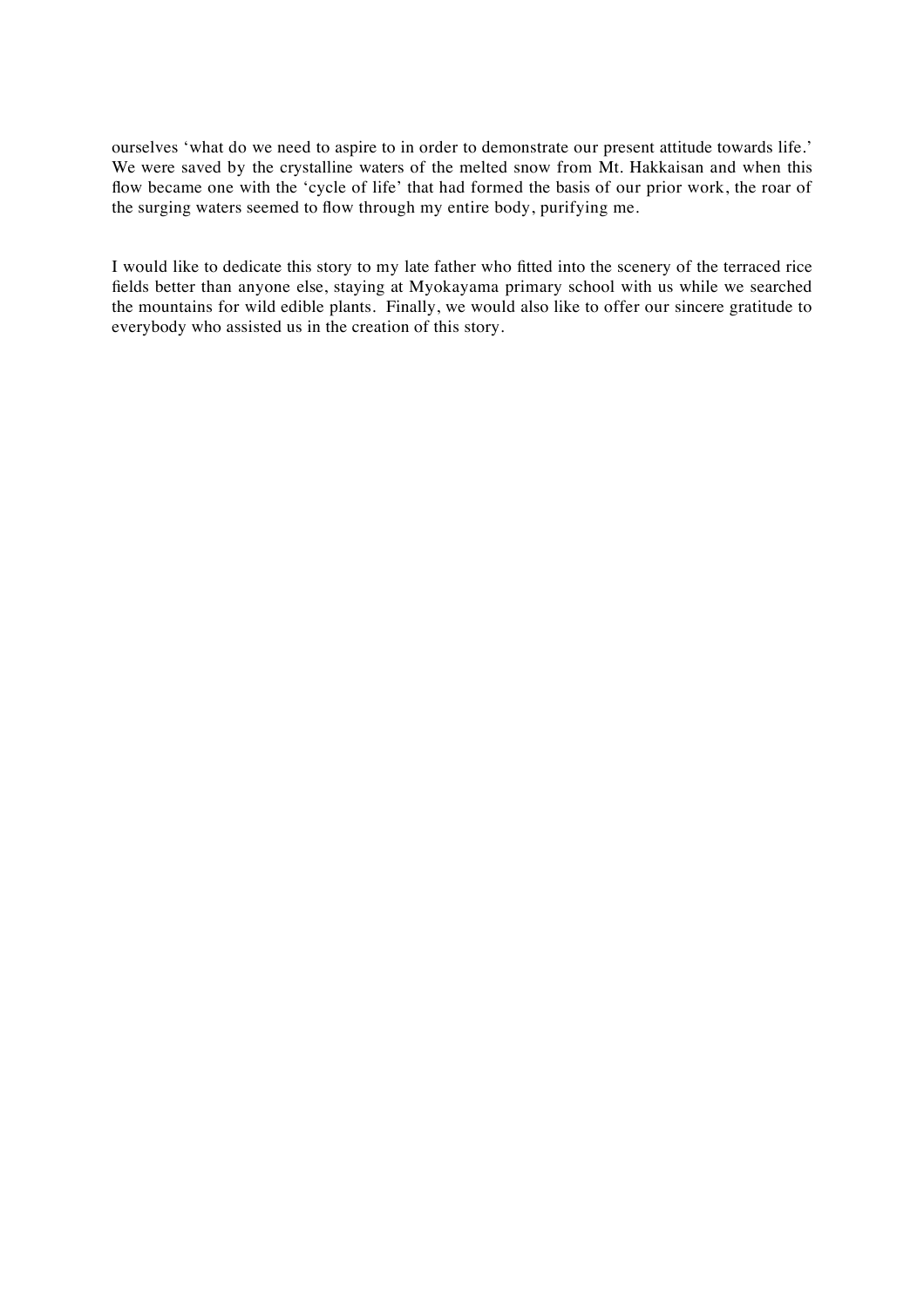ourselves 'what do we need to aspire to in order to demonstrate our present attitude towards life.' We were saved by the crystalline waters of the melted snow from Mt. Hakkaisan and when this flow became one with the 'cycle of life' that had formed the basis of our prior work, the roar of the surging waters seemed to flow through my entire body, purifying me.

I would like to dedicate this story to my late father who fitted into the scenery of the terraced rice fields better than anyone else, staying at Myokayama primary school with us while we searched the mountains for wild edible plants. Finally, we would also like to offer our sincere gratitude to everybody who assisted us in the creation of this story.